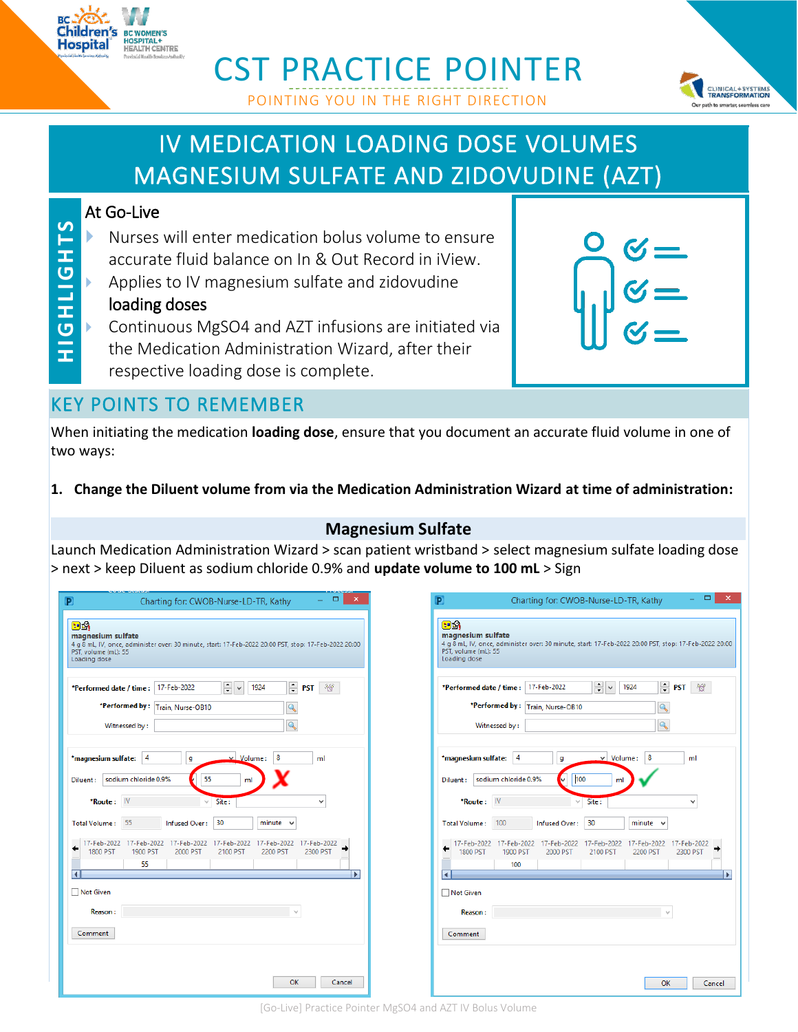# CST PRACTICE POINTER

POINTING YOU IN THE RIGHT DIRECTION

## IV MEDICATION LOADING DOSE VOLUMES MAGNESIUM SULFATE AND ZIDOVUDINE (AZT)

### HIGHLIGHTS

**At Go-Live**

- Nurses will enter medication bolus volume to ensure accurate fluid balance on In & Out Record in iView.
- Applies to IV magnesium sulfate and zidovudine loading doses
- Continuous MgSO4 and AZT infusions are initiated via the Medication Administration Wizard, after their respective loading dose is complete.

## KEY POINTS TO REMEMBER

When initiating the medication **loading dose**, ensure that you document an accurate fluid volume in one of two ways:

**1. Change the Diluent volume from via the Medication Administration Wizard at time of administration:**

### Magnesium Sulfate

Launch Medication Administration Wizard > scan patient wristband > select magnesium sulfate loading dose > next > keep Diluent as sodium chloride 0.9% and **update volume to 100 mL** > Sign

Charting for: CWOB-Nurse-LD-TR, Kathy

magnesium sulfate
4 g 8 mL, IV, once, administer over: 30 minute, start: 17-Feb-2022 20:00 PST, stop: 17-Feb-2022 20:00 PST, volume (mL): 55
Loading dose

*Performed date / time: 17-Feb-2022 1924 PST
*Performed by: Train, Nurse-OB10
Witnessed by:

*magnesium sulfate: 4 g Volume: 8 ml
Diluent: sodium chloride 0.9% 55 ml ✗
*Route: IV Site:
Total Volume: 55 Infused Over: 30 minute

Charting for: CWOB-Nurse-LD-TR, Kathy

magnesium sulfate
4 g 8 mL, IV, once, administer over: 30 minute, start: 17-Feb-2022 20:00 PST, stop: 17-Feb-2022 20:00 PST, volume (mL): 55
Loading dose

*Performed date / time: 17-Feb-2022 1924 PST
*Performed by: Train, Nurse-OB10
Witnessed by:

*magnesium sulfate: 4 g Volume: 8 ml
Diluent: sodium chloride 0.9% 100 ml ✓
*Route: IV Site:
Total Volume: 100 Infused Over: 30 minute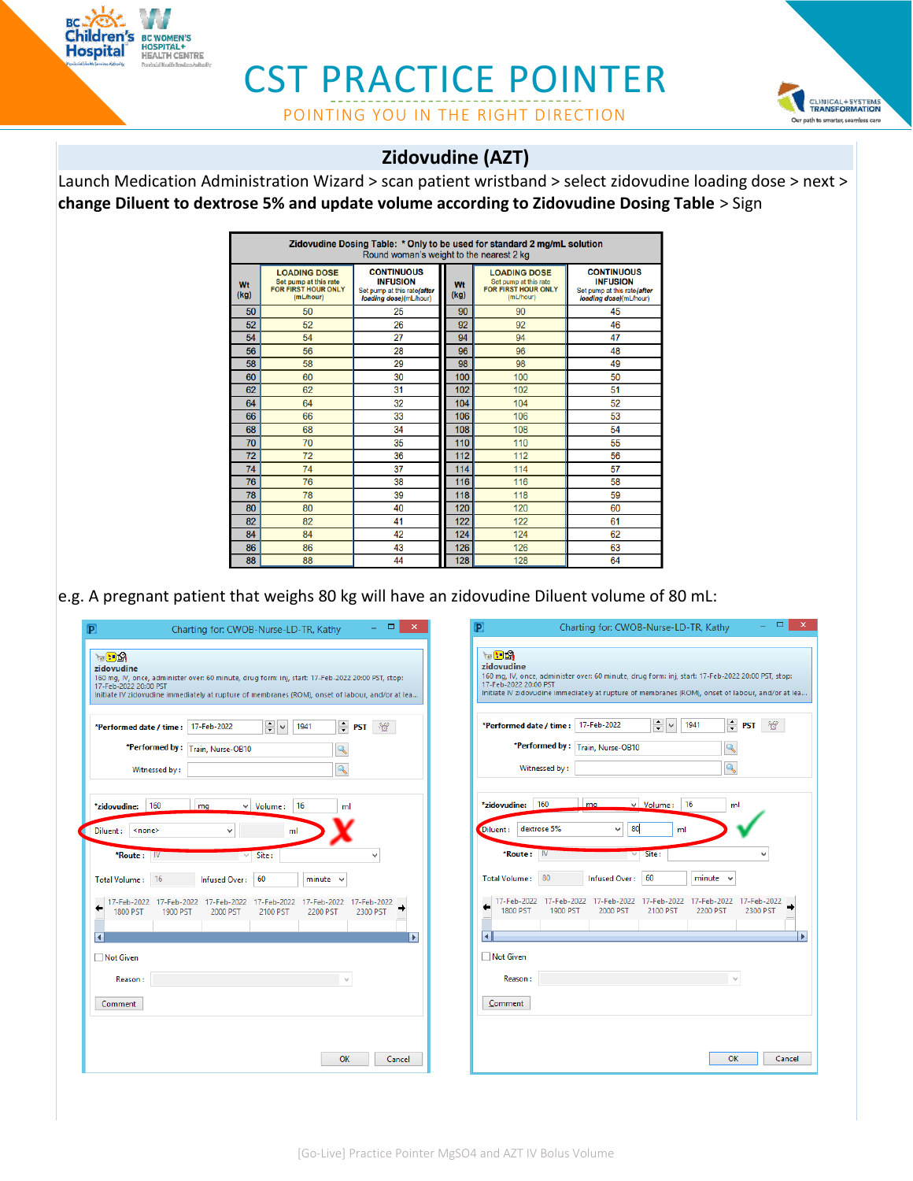# CST PRACTICE POINTER

POINTING YOU IN THE RIGHT DIRECTION

## Zidovudine (AZT)

Launch Medication Administration Wizard > scan patient wristband > select zidovudine loading dose > next > **change Diluent to dextrose 5% and update volume according to Zidovudine Dosing Table** > Sign

| Zidovudine Dosing Table: * Only to be used for standard 2 mg/mL solution<br>Round woman's weight to the nearest 2 kg | | | | | |
|---|---|---|---|---|---|
| Wt (kg) | LOADING DOSE<br>Set pump at this rate FOR FIRST HOUR ONLY (mL/hour) | CONTINUOUS INFUSION<br>Set pump at this rate *(after loading dose)*(mL/hour) | Wt (kg) | LOADING DOSE<br>Set pump at this rate FOR FIRST HOUR ONLY (mL/hour) | CONTINUOUS INFUSION<br>Set pump at this rate *(after loading dose)*(mL/hour) |
| 50 | 50 | 25 | 90 | 90 | 45 |
| 52 | 52 | 26 | 92 | 92 | 46 |
| 54 | 54 | 27 | 94 | 94 | 47 |
| 56 | 56 | 28 | 96 | 96 | 48 |
| 58 | 58 | 29 | 98 | 98 | 49 |
| 60 | 60 | 30 | 100 | 100 | 50 |
| 62 | 62 | 31 | 102 | 102 | 51 |
| 64 | 64 | 32 | 104 | 104 | 52 |
| 66 | 66 | 33 | 106 | 106 | 53 |
| 68 | 68 | 34 | 108 | 108 | 54 |
| 70 | 70 | 35 | 110 | 110 | 55 |
| 72 | 72 | 36 | 112 | 112 | 56 |
| 74 | 74 | 37 | 114 | 114 | 57 |
| 76 | 76 | 38 | 116 | 116 | 58 |
| 78 | 78 | 39 | 118 | 118 | 59 |
| 80 | 80 | 40 | 120 | 120 | 60 |
| 82 | 82 | 41 | 122 | 122 | 61 |
| 84 | 84 | 42 | 124 | 124 | 62 |
| 86 | 86 | 43 | 126 | 126 | 63 |
| 88 | 88 | 44 | 128 | 128 | 64 |

e.g. A pregnant patient that weighs 80 kg will have an zidovudine Diluent volume of 80 mL:

Charting for: CWOB-Nurse-LD-TR, Kathy

**zidovudine**
160 mg, IV, once, administer over: 60 minute, drug form: inj, start: 17-Feb-2022 20:00 PST, stop: 17-Feb-2022 20:00 PST
Initiate IV zidovudine immediately at rupture of membranes (ROM), onset of labour, and/or at lea...

*Performed date / time: 17-Feb-2022 1941 PST
*Performed by: Train, Nurse-OB10
Witnessed by:

*zidovudine: 160 mg Volume: 16 ml
Diluent: <none> ml ✗
*Route: IV Site:
Total Volume: 16 Infused Over: 60 minute

Not Given
Reason:
Comment
OK Cancel

Charting for: CWOB-Nurse-LD-TR, Kathy

**zidovudine**
160 mg, IV, once, administer over: 60 minute, drug form: inj, start: 17-Feb-2022 20:00 PST, stop: 17-Feb-2022 20:00 PST
Initiate IV zidovudine immediately at rupture of membranes (ROM), onset of labour, and/or at lea...

*Performed date / time: 17-Feb-2022 1941 PST
*Performed by: Train, Nurse-OB10
Witnessed by:

*zidovudine: 160 mg Volume: 16 ml
Diluent: dextrose 5% 80 ml ✓
*Route: IV Site:
Total Volume: 80 Infused Over: 60 minute

Not Given
Reason:
Comment
OK Cancel

[Go-Live] Practice Pointer MgSO4 and AZT IV Bolus Volume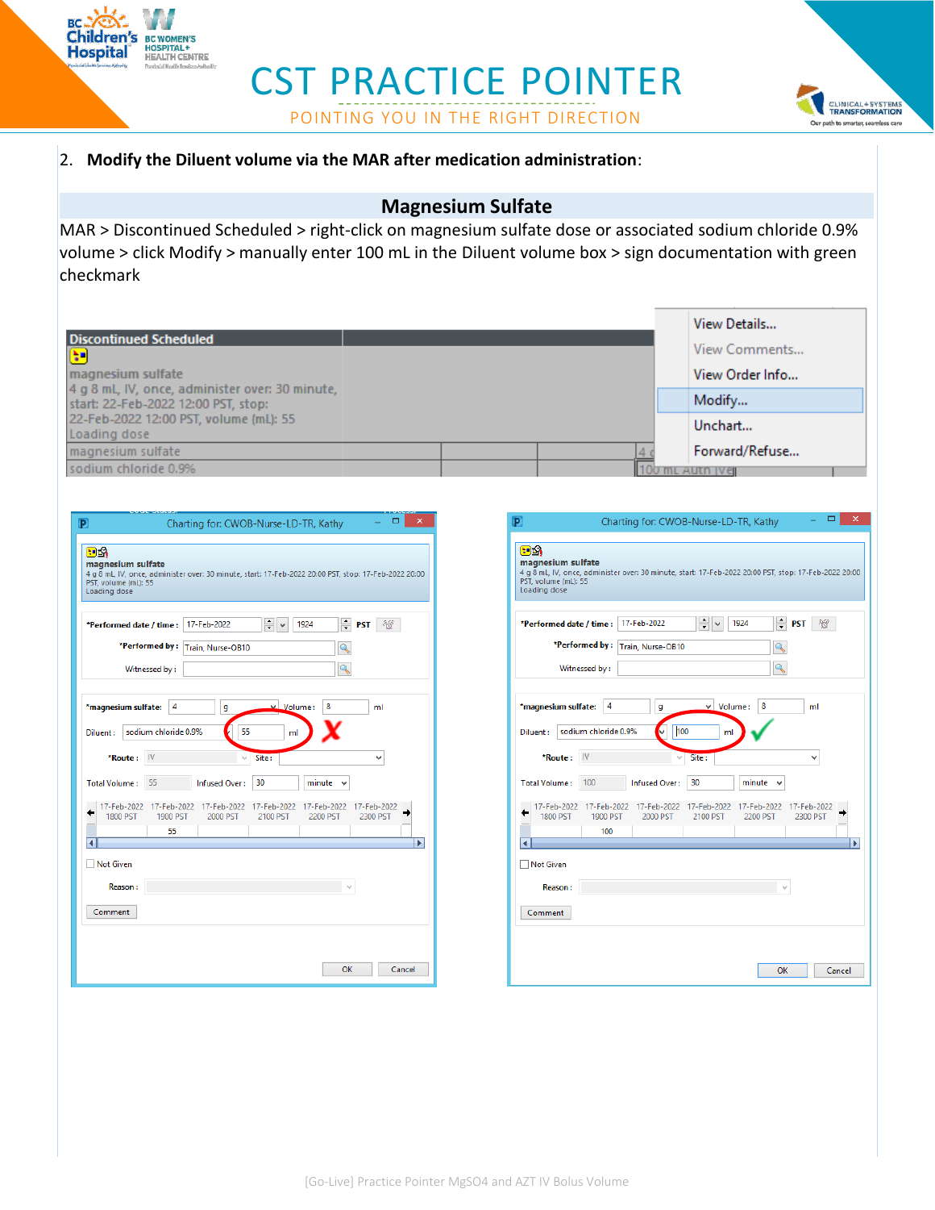2. **Modify the Diluent volume via the MAR after medication administration**:

## Magnesium Sulfate

MAR > Discontinued Scheduled > right-click on magnesium sulfate dose or associated sodium chloride 0.9% volume > click Modify > manually enter 100 mL in the Diluent volume box > sign documentation with green checkmark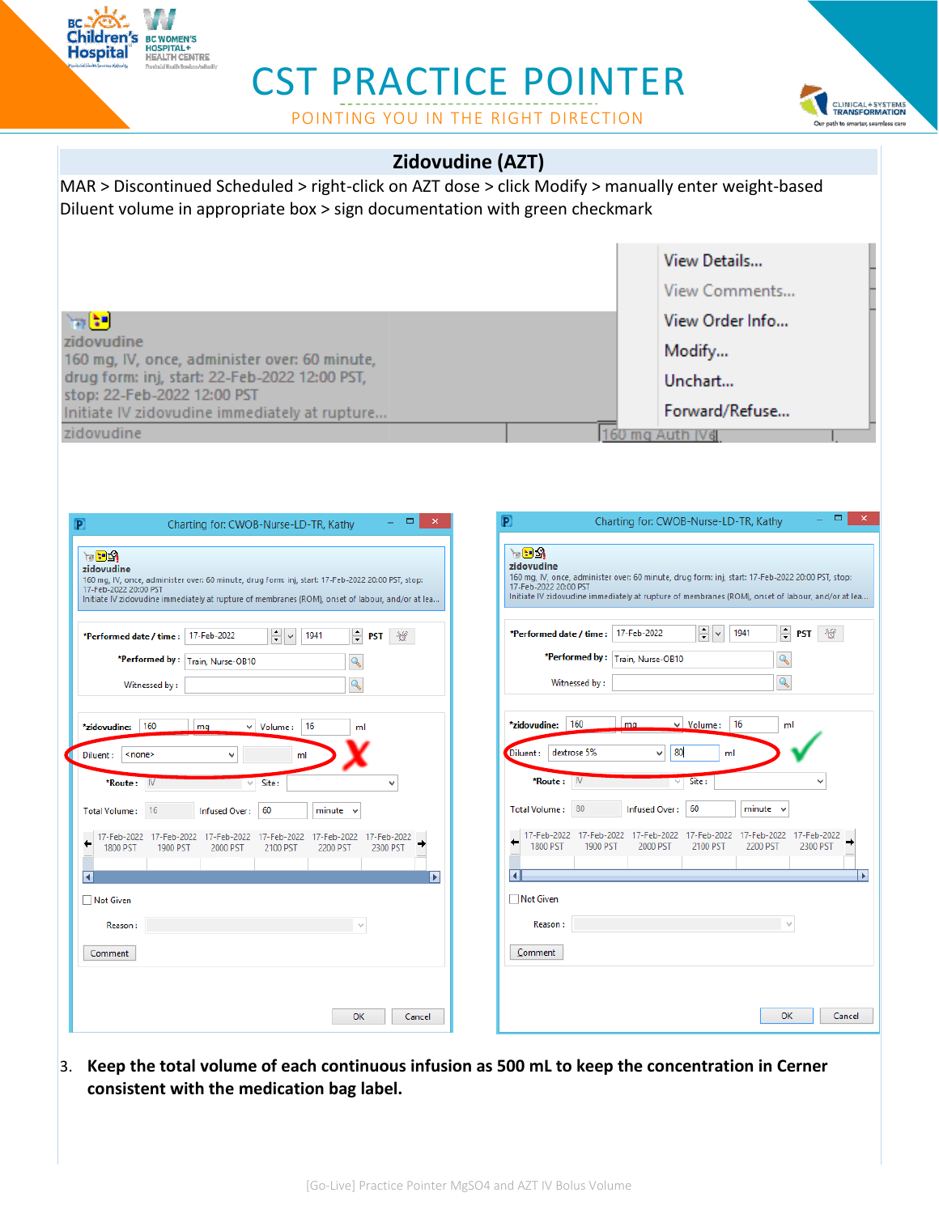## Zidovudine (AZT)

MAR > Discontinued Scheduled > right-click on AZT dose > click Modify > manually enter weight-based Diluent volume in appropriate box > sign documentation with green checkmark

3. **Keep the total volume of each continuous infusion as 500 mL to keep the concentration in Cerner consistent with the medication bag label.**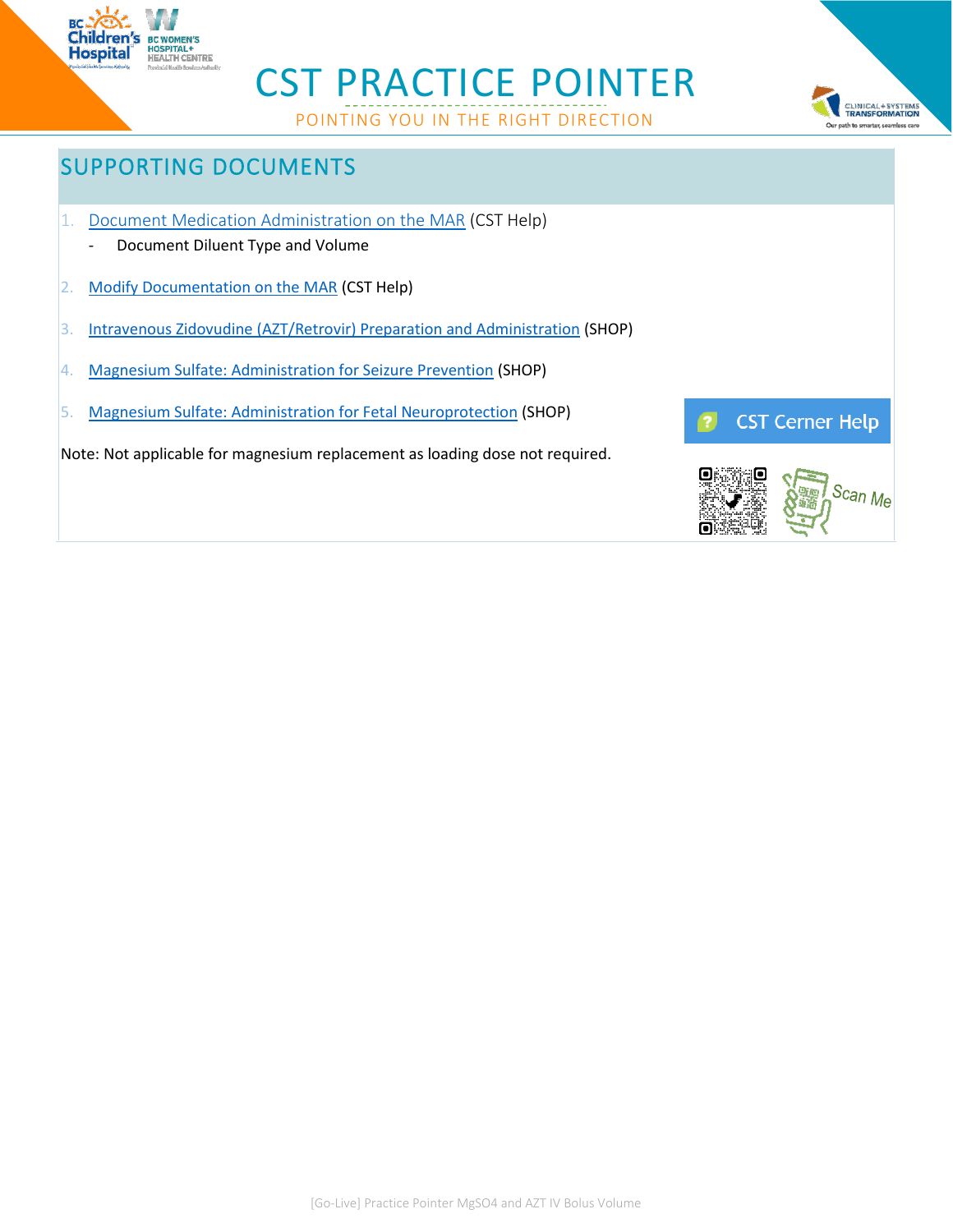## SUPPORTING DOCUMENTS

1. Document Medication Administration on the MAR (CST Help)
   - Document Diluent Type and Volume
2. Modify Documentation on the MAR (CST Help)
3. Intravenous Zidovudine (AZT/Retrovir) Preparation and Administration (SHOP)
4. Magnesium Sulfate: Administration for Seizure Prevention (SHOP)
5. Magnesium Sulfate: Administration for Fetal Neuroprotection (SHOP)

Note: Not applicable for magnesium replacement as loading dose not required.

CST Cerner Help

Scan Me